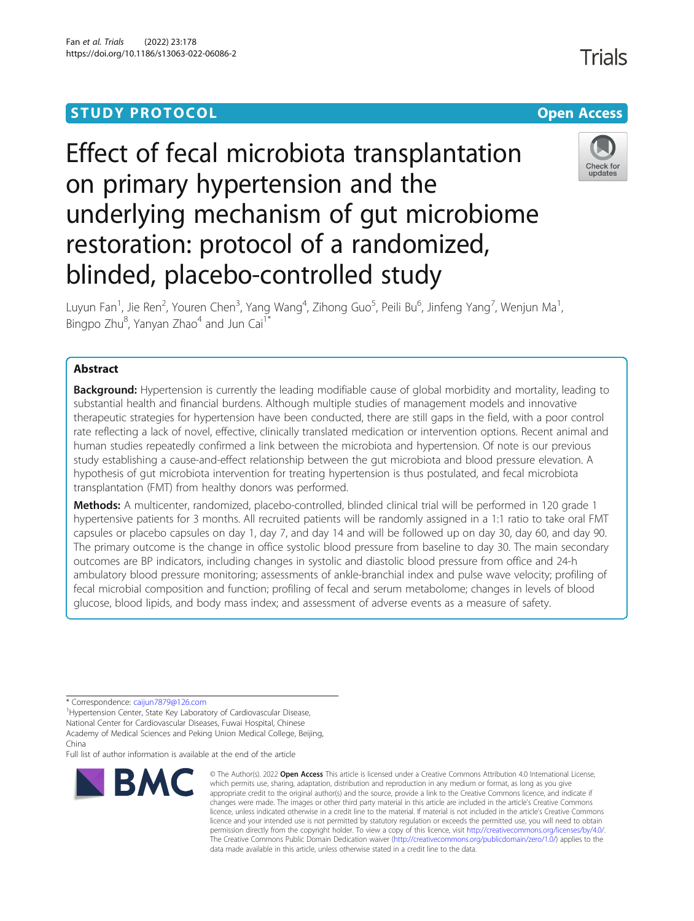STUDY PROTOCOL

Open Access

# Effect of fecal microbiota transplantation on primary hypertension and the underlying mechanism of gut microbiome restoration: protocol of a randomized, blinded, placebo-controlled study

Luyun Fan[1], Jie Ren[2], Youren Chen[3], Yang Wang[4], Zihong Guo[5], Peili Bu[6], Jinfeng Yang[7], Wenjun Ma[1], Bingpo Zhu[8], Yanyan Zhao[4] and Jun Cai[1*]

## Abstract

**Background:** Hypertension is currently the leading modifiable cause of global morbidity and mortality, leading to substantial health and financial burdens. Although multiple studies of management models and innovative therapeutic strategies for hypertension have been conducted, there are still gaps in the field, with a poor control rate reflecting a lack of novel, effective, clinically translated medication or intervention options. Recent animal and human studies repeatedly confirmed a link between the microbiota and hypertension. Of note is our previous study establishing a cause-and-effect relationship between the gut microbiota and blood pressure elevation. A hypothesis of gut microbiota intervention for treating hypertension is thus postulated, and fecal microbiota transplantation (FMT) from healthy donors was performed.

**Methods:** A multicenter, randomized, placebo-controlled, blinded clinical trial will be performed in 120 grade 1 hypertensive patients for 3 months. All recruited patients will be randomly assigned in a 1:1 ratio to take oral FMT capsules or placebo capsules on day 1, day 7, and day 14 and will be followed up on day 30, day 60, and day 90. The primary outcome is the change in office systolic blood pressure from baseline to day 30. The main secondary outcomes are BP indicators, including changes in systolic and diastolic blood pressure from office and 24-h ambulatory blood pressure monitoring; assessments of ankle-branchial index and pulse wave velocity; profiling of fecal microbial composition and function; profiling of fecal and serum metabolome; changes in levels of blood glucose, blood lipids, and body mass index; and assessment of adverse events as a measure of safety.

\* Correspondence: caijun7879@126.com

[1]Hypertension Center, State Key Laboratory of Cardiovascular Disease, National Center for Cardiovascular Diseases, Fuwai Hospital, Chinese Academy of Medical Sciences and Peking Union Medical College, Beijing, China

Full list of author information is available at the end of the article

© The Author(s). 2022 **Open Access** This article is licensed under a Creative Commons Attribution 4.0 International License, which permits use, sharing, adaptation, distribution and reproduction in any medium or format, as long as you give appropriate credit to the original author(s) and the source, provide a link to the Creative Commons licence, and indicate if changes were made. The images or other third party material in this article are included in the article's Creative Commons licence, unless indicated otherwise in a credit line to the material. If material is not included in the article's Creative Commons licence and your intended use is not permitted by statutory regulation or exceeds the permitted use, you will need to obtain permission directly from the copyright holder. To view a copy of this licence, visit http://creativecommons.org/licenses/by/4.0/. The Creative Commons Public Domain Dedication waiver (http://creativecommons.org/publicdomain/zero/1.0/) applies to the data made available in this article, unless otherwise stated in a credit line to the data.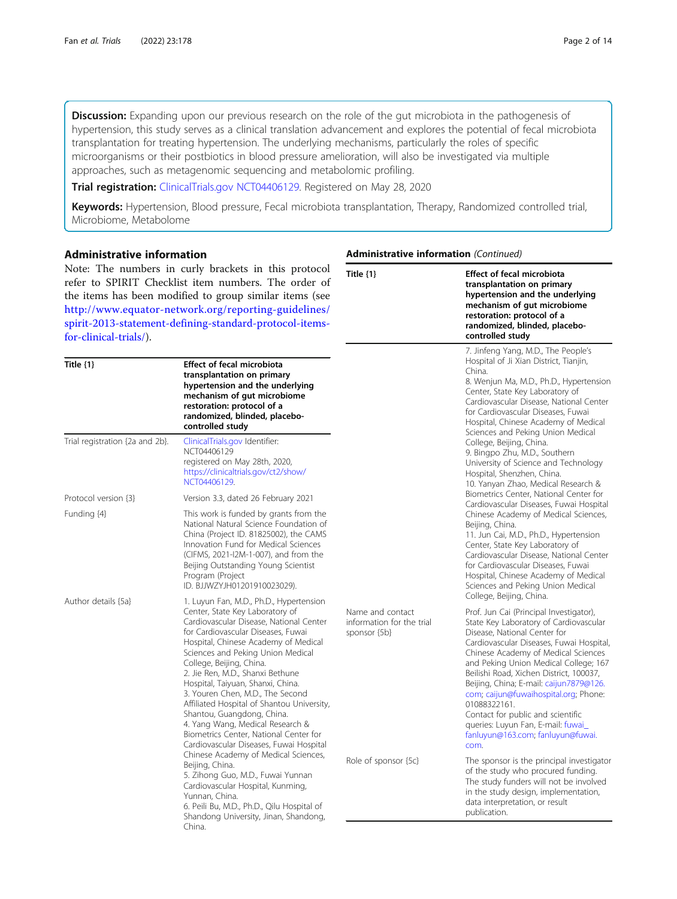**Discussion:** Expanding upon our previous research on the role of the gut microbiota in the pathogenesis of hypertension, this study serves as a clinical translation advancement and explores the potential of fecal microbiota transplantation for treating hypertension. The underlying mechanisms, particularly the roles of specific microorganisms or their postbiotics in blood pressure amelioration, will also be investigated via multiple approaches, such as metagenomic sequencing and metabolomic profiling.

**Trial registration:** ClinicalTrials.gov NCT04406129. Registered on May 28, 2020

**Keywords:** Hypertension, Blood pressure, Fecal microbiota transplantation, Therapy, Randomized controlled trial, Microbiome, Metabolome

## Administrative information

Note: The numbers in curly brackets in this protocol refer to SPIRIT Checklist item numbers. The order of the items has been modified to group similar items (see http://www.equator-network.org/reporting-guidelines/spirit-2013-statement-defining-standard-protocol-items-for-clinical-trials/).

| Title {1} | **Effect of fecal microbiota transplantation on primary hypertension and the underlying mechanism of gut microbiome restoration: protocol of a randomized, blinded, placebo-controlled study** |
|---|---|
| Trial registration {2a and 2b}. | ClinicalTrials.gov Identifier: NCT04406129 registered on May 28th, 2020, https://clinicaltrials.gov/ct2/show/NCT04406129. |
| Protocol version {3} | Version 3.3, dated 26 February 2021 |
| Funding {4} | This work is funded by grants from the National Natural Science Foundation of China (Project ID. 81825002), the CAMS Innovation Fund for Medical Sciences (CIFMS, 2021-I2M-1-007), and from the Beijing Outstanding Young Scientist Program (Project ID. BJJWZYJH01201910023029). |
| Author details {5a} | 1. Luyun Fan, M.D., Ph.D., Hypertension Center, State Key Laboratory of Cardiovascular Disease, National Center for Cardiovascular Diseases, Fuwai Hospital, Chinese Academy of Medical Sciences and Peking Union Medical College, Beijing, China.<br>2. Jie Ren, M.D., Shanxi Bethune Hospital, Taiyuan, Shanxi, China.<br>3. Youren Chen, M.D., The Second Affiliated Hospital of Shantou University, Shantou, Guangdong, China.<br>4. Yang Wang, Medical Research & Biometrics Center, National Center for Cardiovascular Diseases, Fuwai Hospital Chinese Academy of Medical Sciences, Beijing, China.<br>5. Zihong Guo, M.D., Fuwai Yunnan Cardiovascular Hospital, Kunming, Yunnan, China.<br>6. Peili Bu, M.D., Ph.D., Qilu Hospital of Shandong University, Jinan, Shandong, China.<br>7. Jinfeng Yang, M.D., The People's Hospital of Ji Xian District, Tianjin, China.<br>8. Wenjun Ma, M.D., Ph.D., Hypertension Center, State Key Laboratory of Cardiovascular Disease, National Center for Cardiovascular Diseases, Fuwai Hospital, Chinese Academy of Medical Sciences and Peking Union Medical College, Beijing, China.<br>9. Bingpo Zhu, M.D., Southern University of Science and Technology Hospital, Shenzhen, China.<br>10. Yanyan Zhao, Medical Research & Biometrics Center, National Center for Cardiovascular Diseases, Fuwai Hospital Chinese Academy of Medical Sciences, Beijing, China.<br>11. Jun Cai, M.D., Ph.D., Hypertension Center, State Key Laboratory of Cardiovascular Disease, National Center for Cardiovascular Diseases, Fuwai Hospital, Chinese Academy of Medical Sciences and Peking Union Medical College, Beijing, China. |
| Name and contact information for the trial sponsor {5b} | Prof. Jun Cai (Principal Investigator), State Key Laboratory of Cardiovascular Disease, National Center for Cardiovascular Diseases, Fuwai Hospital, Chinese Academy of Medical Sciences and Peking Union Medical College; 167 Beilishi Road, Xichen District, 100037, Beijing, China; E-mail: caijun7879@126.com; caijun@fuwaihospital.org; Phone: 01088322161.<br>Contact for public and scientific queries: Luyun Fan, E-mail: fuwai_fanluyun@163.com; fanluyun@fuwai.com. |
| Role of sponsor {5c} | The sponsor is the principal investigator of the study who procured funding. The study funders will not be involved in the study design, implementation, data interpretation, or result publication. |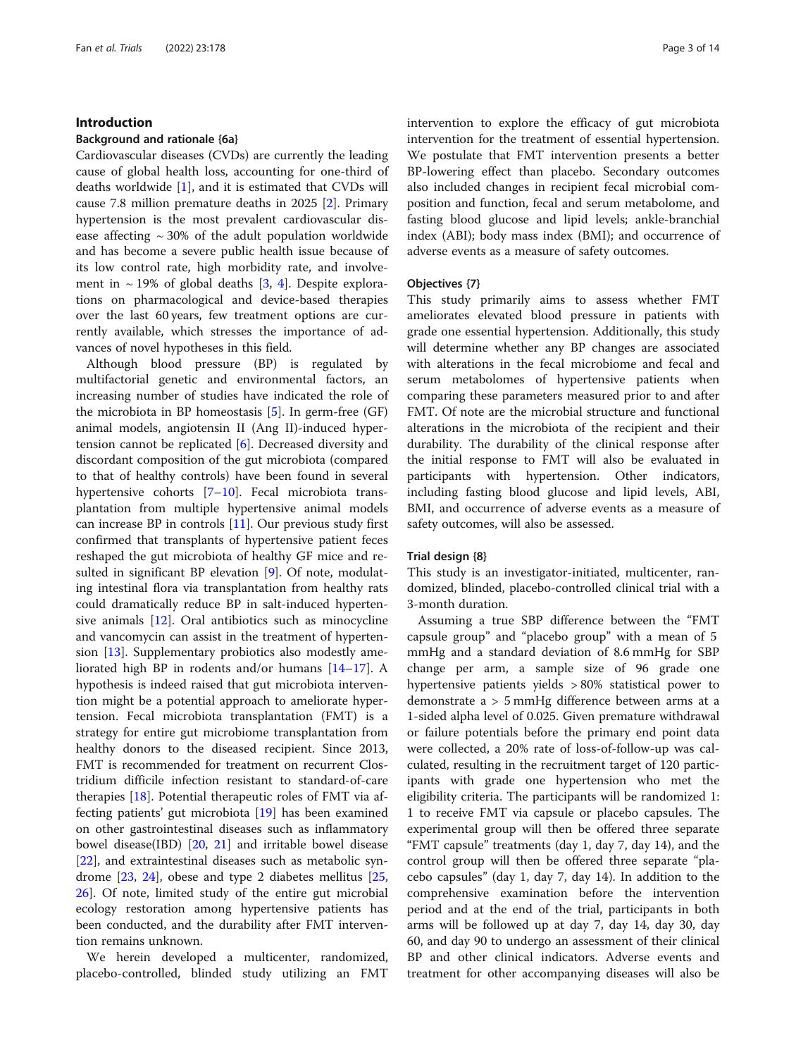## Introduction

### Background and rationale {6a}

Cardiovascular diseases (CVDs) are currently the leading cause of global health loss, accounting for one-third of deaths worldwide [1], and it is estimated that CVDs will cause 7.8 million premature deaths in 2025 [2]. Primary hypertension is the most prevalent cardiovascular disease affecting ~ 30% of the adult population worldwide and has become a severe public health issue because of its low control rate, high morbidity rate, and involvement in ~ 19% of global deaths [3, 4]. Despite explorations on pharmacological and device-based therapies over the last 60 years, few treatment options are currently available, which stresses the importance of advances of novel hypotheses in this field.

Although blood pressure (BP) is regulated by multifactorial genetic and environmental factors, an increasing number of studies have indicated the role of the microbiota in BP homeostasis [5]. In germ-free (GF) animal models, angiotensin II (Ang II)-induced hypertension cannot be replicated [6]. Decreased diversity and discordant composition of the gut microbiota (compared to that of healthy controls) have been found in several hypertensive cohorts [7–10]. Fecal microbiota transplantation from multiple hypertensive animal models can increase BP in controls [11]. Our previous study first confirmed that transplants of hypertensive patient feces reshaped the gut microbiota of healthy GF mice and resulted in significant BP elevation [9]. Of note, modulating intestinal flora via transplantation from healthy rats could dramatically reduce BP in salt-induced hypertensive animals [12]. Oral antibiotics such as minocycline and vancomycin can assist in the treatment of hypertension [13]. Supplementary probiotics also modestly ameliorated high BP in rodents and/or humans [14–17]. A hypothesis is indeed raised that gut microbiota intervention might be a potential approach to ameliorate hypertension. Fecal microbiota transplantation (FMT) is a strategy for entire gut microbiome transplantation from healthy donors to the diseased recipient. Since 2013, FMT is recommended for treatment on recurrent Clostridium difficile infection resistant to standard-of-care therapies [18]. Potential therapeutic roles of FMT via affecting patients' gut microbiota [19] has been examined on other gastrointestinal diseases such as inflammatory bowel disease(IBD) [20, 21] and irritable bowel disease [22], and extraintestinal diseases such as metabolic syndrome [23, 24], obese and type 2 diabetes mellitus [25, 26]. Of note, limited study of the entire gut microbial ecology restoration among hypertensive patients has been conducted, and the durability after FMT intervention remains unknown.

We herein developed a multicenter, randomized, placebo-controlled, blinded study utilizing an FMT intervention to explore the efficacy of gut microbiota intervention for the treatment of essential hypertension. We postulate that FMT intervention presents a better BP-lowering effect than placebo. Secondary outcomes also included changes in recipient fecal microbial composition and function, fecal and serum metabolome, and fasting blood glucose and lipid levels; ankle-branchial index (ABI); body mass index (BMI); and occurrence of adverse events as a measure of safety outcomes.

### Objectives {7}

This study primarily aims to assess whether FMT ameliorates elevated blood pressure in patients with grade one essential hypertension. Additionally, this study will determine whether any BP changes are associated with alterations in the fecal microbiome and fecal and serum metabolomes of hypertensive patients when comparing these parameters measured prior to and after FMT. Of note are the microbial structure and functional alterations in the microbiota of the recipient and their durability. The durability of the clinical response after the initial response to FMT will also be evaluated in participants with hypertension. Other indicators, including fasting blood glucose and lipid levels, ABI, BMI, and occurrence of adverse events as a measure of safety outcomes, will also be assessed.

### Trial design {8}

This study is an investigator-initiated, multicenter, randomized, blinded, placebo-controlled clinical trial with a 3-month duration.

Assuming a true SBP difference between the "FMT capsule group" and "placebo group" with a mean of 5 mmHg and a standard deviation of 8.6 mmHg for SBP change per arm, a sample size of 96 grade one hypertensive patients yields > 80% statistical power to demonstrate a > 5 mmHg difference between arms at a 1-sided alpha level of 0.025. Given premature withdrawal or failure potentials before the primary end point data were collected, a 20% rate of loss-of-follow-up was calculated, resulting in the recruitment target of 120 participants with grade one hypertension who met the eligibility criteria. The participants will be randomized 1:1 to receive FMT via capsule or placebo capsules. The experimental group will then be offered three separate "FMT capsule" treatments (day 1, day 7, day 14), and the control group will then be offered three separate "placebo capsules" (day 1, day 7, day 14). In addition to the comprehensive examination before the intervention period and at the end of the trial, participants in both arms will be followed up at day 7, day 14, day 30, day 60, and day 90 to undergo an assessment of their clinical BP and other clinical indicators. Adverse events and treatment for other accompanying diseases will also be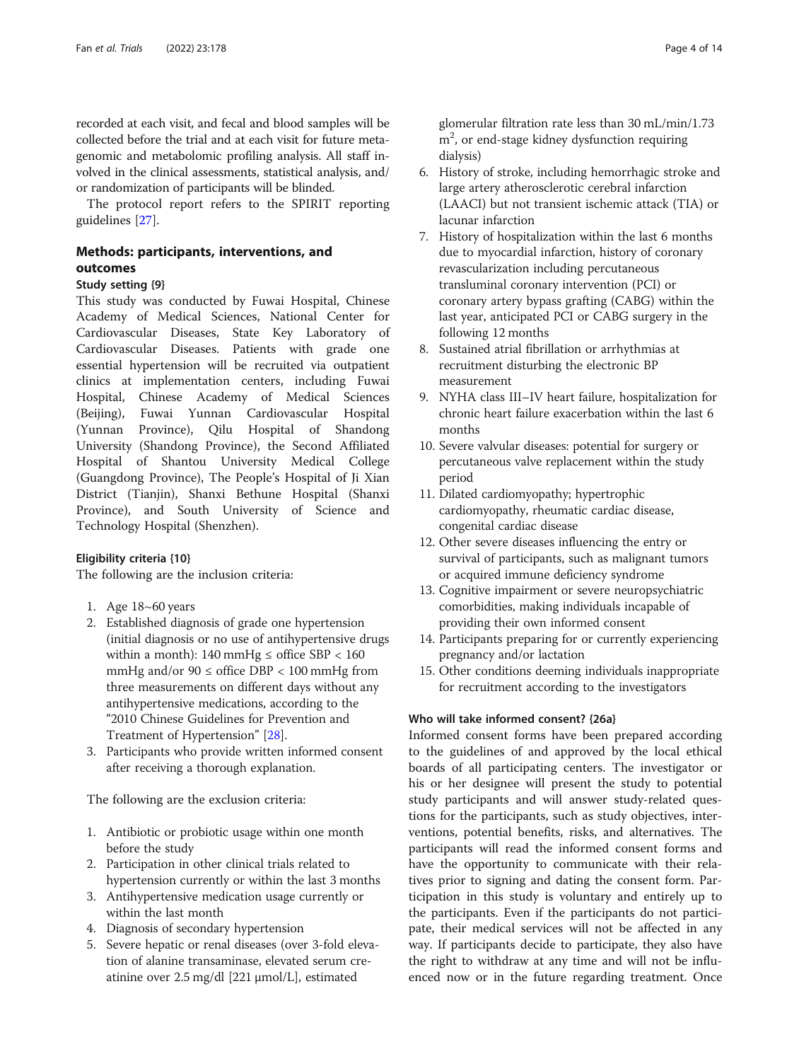recorded at each visit, and fecal and blood samples will be collected before the trial and at each visit for future metagenomic and metabolomic profiling analysis. All staff involved in the clinical assessments, statistical analysis, and/or randomization of participants will be blinded.

The protocol report refers to the SPIRIT reporting guidelines [27].

## Methods: participants, interventions, and outcomes

### Study setting {9}

This study was conducted by Fuwai Hospital, Chinese Academy of Medical Sciences, National Center for Cardiovascular Diseases, State Key Laboratory of Cardiovascular Diseases. Patients with grade one essential hypertension will be recruited via outpatient clinics at implementation centers, including Fuwai Hospital, Chinese Academy of Medical Sciences (Beijing), Fuwai Yunnan Cardiovascular Hospital (Yunnan Province), Qilu Hospital of Shandong University (Shandong Province), the Second Affiliated Hospital of Shantou University Medical College (Guangdong Province), The People's Hospital of Ji Xian District (Tianjin), Shanxi Bethune Hospital (Shanxi Province), and South University of Science and Technology Hospital (Shenzhen).

### Eligibility criteria {10}

The following are the inclusion criteria:

1. Age 18~60 years
2. Established diagnosis of grade one hypertension (initial diagnosis or no use of antihypertensive drugs within a month): 140 mmHg ≤ office SBP < 160 mmHg and/or 90 ≤ office DBP < 100 mmHg from three measurements on different days without any antihypertensive medications, according to the "2010 Chinese Guidelines for Prevention and Treatment of Hypertension" [28].
3. Participants who provide written informed consent after receiving a thorough explanation.

The following are the exclusion criteria:

1. Antibiotic or probiotic usage within one month before the study
2. Participation in other clinical trials related to hypertension currently or within the last 3 months
3. Antihypertensive medication usage currently or within the last month
4. Diagnosis of secondary hypertension
5. Severe hepatic or renal diseases (over 3-fold elevation of alanine transaminase, elevated serum creatinine over 2.5 mg/dl [221 μmol/L], estimated glomerular filtration rate less than 30 mL/min/1.73 $m^2$, or end-stage kidney dysfunction requiring dialysis)
6. History of stroke, including hemorrhagic stroke and large artery atherosclerotic cerebral infarction (LAACI) but not transient ischemic attack (TIA) or lacunar infarction
7. History of hospitalization within the last 6 months due to myocardial infarction, history of coronary revascularization including percutaneous transluminal coronary intervention (PCI) or coronary artery bypass grafting (CABG) within the last year, anticipated PCI or CABG surgery in the following 12 months
8. Sustained atrial fibrillation or arrhythmias at recruitment disturbing the electronic BP measurement
9. NYHA class III–IV heart failure, hospitalization for chronic heart failure exacerbation within the last 6 months
10. Severe valvular diseases: potential for surgery or percutaneous valve replacement within the study period
11. Dilated cardiomyopathy; hypertrophic cardiomyopathy, rheumatic cardiac disease, congenital cardiac disease
12. Other severe diseases influencing the entry or survival of participants, such as malignant tumors or acquired immune deficiency syndrome
13. Cognitive impairment or severe neuropsychiatric comorbidities, making individuals incapable of providing their own informed consent
14. Participants preparing for or currently experiencing pregnancy and/or lactation
15. Other conditions deeming individuals inappropriate for recruitment according to the investigators

### Who will take informed consent? {26a}

Informed consent forms have been prepared according to the guidelines of and approved by the local ethical boards of all participating centers. The investigator or his or her designee will present the study to potential study participants and will answer study-related questions for the participants, such as study objectives, interventions, potential benefits, risks, and alternatives. The participants will read the informed consent forms and have the opportunity to communicate with their relatives prior to signing and dating the consent form. Participation in this study is voluntary and entirely up to the participants. Even if the participants do not participate, their medical services will not be affected in any way. If participants decide to participate, they also have the right to withdraw at any time and will not be influenced now or in the future regarding treatment. Once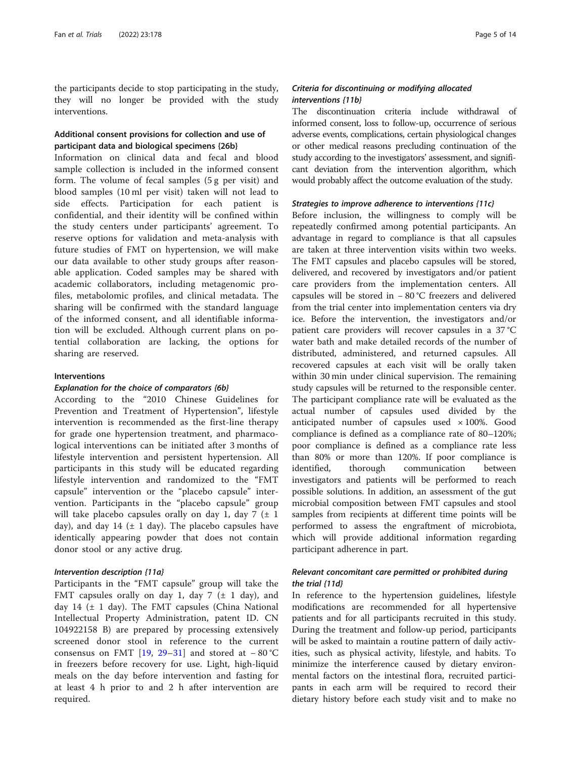the participants decide to stop participating in the study, they will no longer be provided with the study interventions.

### Additional consent provisions for collection and use of participant data and biological specimens {26b}

Information on clinical data and fecal and blood sample collection is included in the informed consent form. The volume of fecal samples (5 g per visit) and blood samples (10 ml per visit) taken will not lead to side effects. Participation for each patient is confidential, and their identity will be confined within the study centers under participants' agreement. To reserve options for validation and meta-analysis with future studies of FMT on hypertension, we will make our data available to other study groups after reasonable application. Coded samples may be shared with academic collaborators, including metagenomic profiles, metabolomic profiles, and clinical metadata. The sharing will be confirmed with the standard language of the informed consent, and all identifiable information will be excluded. Although current plans on potential collaboration are lacking, the options for sharing are reserved.

### Interventions

#### *Explanation for the choice of comparators {6b}*

According to the "2010 Chinese Guidelines for Prevention and Treatment of Hypertension", lifestyle intervention is recommended as the first-line therapy for grade one hypertension treatment, and pharmacological interventions can be initiated after 3 months of lifestyle intervention and persistent hypertension. All participants in this study will be educated regarding lifestyle intervention and randomized to the "FMT capsule" intervention or the "placebo capsule" intervention. Participants in the "placebo capsule" group will take placebo capsules orally on day 1, day 7 (± 1 day), and day 14 (± 1 day). The placebo capsules have identically appearing powder that does not contain donor stool or any active drug.

#### *Intervention description {11a}*

Participants in the "FMT capsule" group will take the FMT capsules orally on day 1, day 7 (± 1 day), and day 14 (± 1 day). The FMT capsules (China National Intellectual Property Administration, patent ID. CN 104922158 B) are prepared by processing extensively screened donor stool in reference to the current consensus on FMT [19, 29–31] and stored at − 80 °C in freezers before recovery for use. Light, high-liquid meals on the day before intervention and fasting for at least 4 h prior to and 2 h after intervention are required.

#### *Criteria for discontinuing or modifying allocated interventions {11b}*

The discontinuation criteria include withdrawal of informed consent, loss to follow-up, occurrence of serious adverse events, complications, certain physiological changes or other medical reasons precluding continuation of the study according to the investigators' assessment, and significant deviation from the intervention algorithm, which would probably affect the outcome evaluation of the study.

#### *Strategies to improve adherence to interventions {11c}*

Before inclusion, the willingness to comply will be repeatedly confirmed among potential participants. An advantage in regard to compliance is that all capsules are taken at three intervention visits within two weeks. The FMT capsules and placebo capsules will be stored, delivered, and recovered by investigators and/or patient care providers from the implementation centers. All capsules will be stored in − 80 °C freezers and delivered from the trial center into implementation centers via dry ice. Before the intervention, the investigators and/or patient care providers will recover capsules in a 37 °C water bath and make detailed records of the number of distributed, administered, and returned capsules. All recovered capsules at each visit will be orally taken within 30 min under clinical supervision. The remaining study capsules will be returned to the responsible center. The participant compliance rate will be evaluated as the actual number of capsules used divided by the anticipated number of capsules used × 100%. Good compliance is defined as a compliance rate of 80–120%; poor compliance is defined as a compliance rate less than 80% or more than 120%. If poor compliance is identified, thorough communication between investigators and patients will be performed to reach possible solutions. In addition, an assessment of the gut microbial composition between FMT capsules and stool samples from recipients at different time points will be performed to assess the engraftment of microbiota, which will provide additional information regarding participant adherence in part.

#### *Relevant concomitant care permitted or prohibited during the trial {11d}*

In reference to the hypertension guidelines, lifestyle modifications are recommended for all hypertensive patients and for all participants recruited in this study. During the treatment and follow-up period, participants will be asked to maintain a routine pattern of daily activities, such as physical activity, lifestyle, and habits. To minimize the interference caused by dietary environmental factors on the intestinal flora, recruited participants in each arm will be required to record their dietary history before each study visit and to make no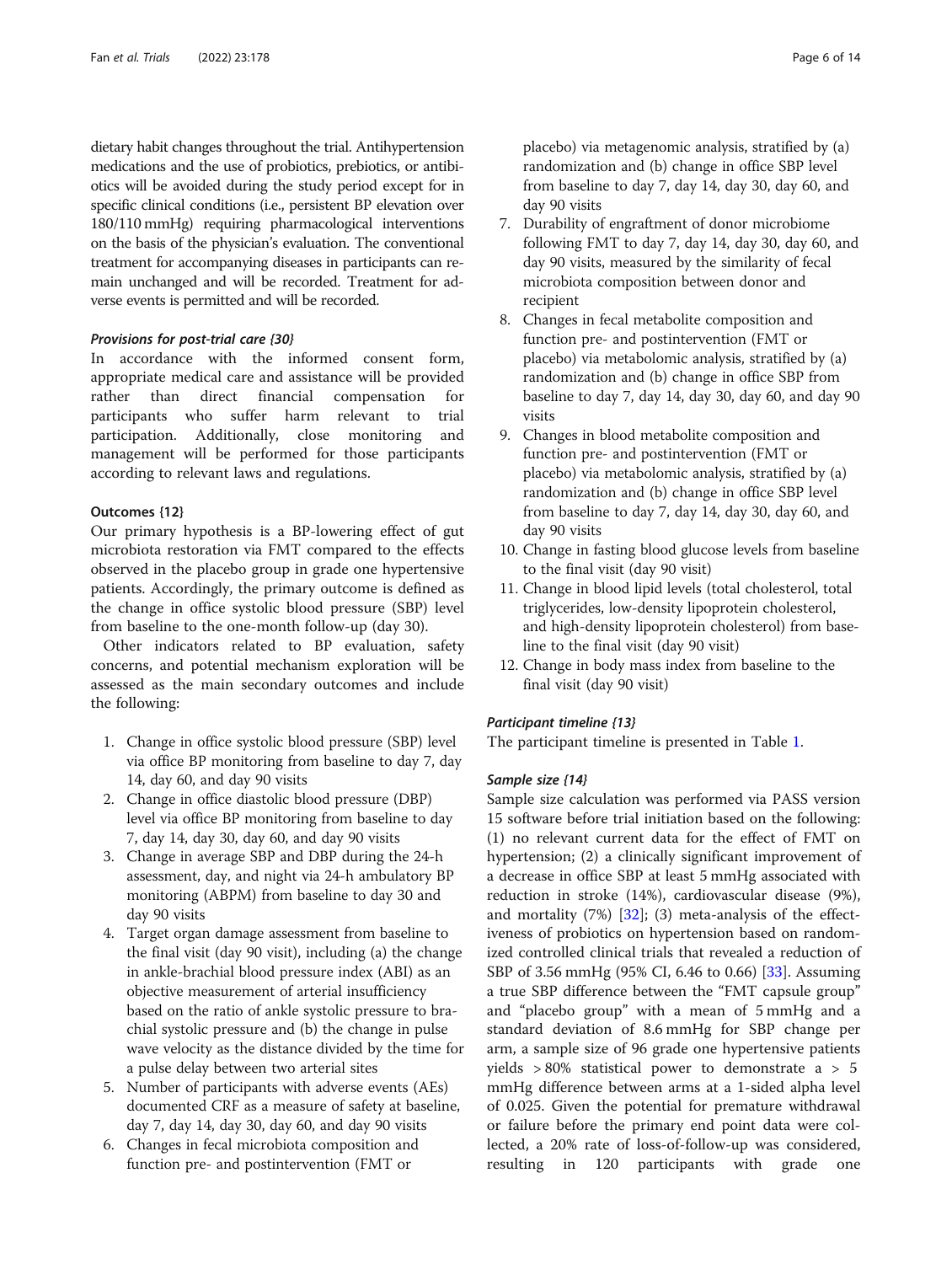dietary habit changes throughout the trial. Antihypertension medications and the use of probiotics, prebiotics, or antibiotics will be avoided during the study period except for in specific clinical conditions (i.e., persistent BP elevation over 180/110 mmHg) requiring pharmacological interventions on the basis of the physician's evaluation. The conventional treatment for accompanying diseases in participants can remain unchanged and will be recorded. Treatment for adverse events is permitted and will be recorded.

#### *Provisions for post-trial care {30}*

In accordance with the informed consent form, appropriate medical care and assistance will be provided rather than direct financial compensation for participants who suffer harm relevant to trial participation. Additionally, close monitoring and management will be performed for those participants according to relevant laws and regulations.

### Outcomes {12}

Our primary hypothesis is a BP-lowering effect of gut microbiota restoration via FMT compared to the effects observed in the placebo group in grade one hypertensive patients. Accordingly, the primary outcome is defined as the change in office systolic blood pressure (SBP) level from baseline to the one-month follow-up (day 30).

Other indicators related to BP evaluation, safety concerns, and potential mechanism exploration will be assessed as the main secondary outcomes and include the following:

1. Change in office systolic blood pressure (SBP) level via office BP monitoring from baseline to day 7, day 14, day 60, and day 90 visits
2. Change in office diastolic blood pressure (DBP) level via office BP monitoring from baseline to day 7, day 14, day 30, day 60, and day 90 visits
3. Change in average SBP and DBP during the 24-h assessment, day, and night via 24-h ambulatory BP monitoring (ABPM) from baseline to day 30 and day 90 visits
4. Target organ damage assessment from baseline to the final visit (day 90 visit), including (a) the change in ankle-brachial blood pressure index (ABI) as an objective measurement of arterial insufficiency based on the ratio of ankle systolic pressure to brachial systolic pressure and (b) the change in pulse wave velocity as the distance divided by the time for a pulse delay between two arterial sites
5. Number of participants with adverse events (AEs) documented CRF as a measure of safety at baseline, day 7, day 14, day 30, day 60, and day 90 visits
6. Changes in fecal microbiota composition and function pre- and postintervention (FMT or placebo) via metagenomic analysis, stratified by (a) randomization and (b) change in office SBP level from baseline to day 7, day 14, day 30, day 60, and day 90 visits
7. Durability of engraftment of donor microbiome following FMT to day 7, day 14, day 30, day 60, and day 90 visits, measured by the similarity of fecal microbiota composition between donor and recipient
8. Changes in fecal metabolite composition and function pre- and postintervention (FMT or placebo) via metabolomic analysis, stratified by (a) randomization and (b) change in office SBP from baseline to day 7, day 14, day 30, day 60, and day 90 visits
9. Changes in blood metabolite composition and function pre- and postintervention (FMT or placebo) via metabolomic analysis, stratified by (a) randomization and (b) change in office SBP level from baseline to day 7, day 14, day 30, day 60, and day 90 visits
10. Change in fasting blood glucose levels from baseline to the final visit (day 90 visit)
11. Change in blood lipid levels (total cholesterol, total triglycerides, low-density lipoprotein cholesterol, and high-density lipoprotein cholesterol) from baseline to the final visit (day 90 visit)
12. Change in body mass index from baseline to the final visit (day 90 visit)

#### *Participant timeline {13}*

The participant timeline is presented in Table 1.

#### *Sample size {14}*

Sample size calculation was performed via PASS version 15 software before trial initiation based on the following: (1) no relevant current data for the effect of FMT on hypertension; (2) a clinically significant improvement of a decrease in office SBP at least 5 mmHg associated with reduction in stroke (14%), cardiovascular disease (9%), and mortality (7%) [32]; (3) meta-analysis of the effectiveness of probiotics on hypertension based on randomized controlled clinical trials that revealed a reduction of SBP of 3.56 mmHg (95% CI, 6.46 to 0.66) [33]. Assuming a true SBP difference between the "FMT capsule group" and "placebo group" with a mean of 5 mmHg and a standard deviation of 8.6 mmHg for SBP change per arm, a sample size of 96 grade one hypertensive patients yields > 80% statistical power to demonstrate a > 5 mmHg difference between arms at a 1-sided alpha level of 0.025. Given the potential for premature withdrawal or failure before the primary end point data were collected, a 20% rate of loss-of-follow-up was considered, resulting in 120 participants with grade one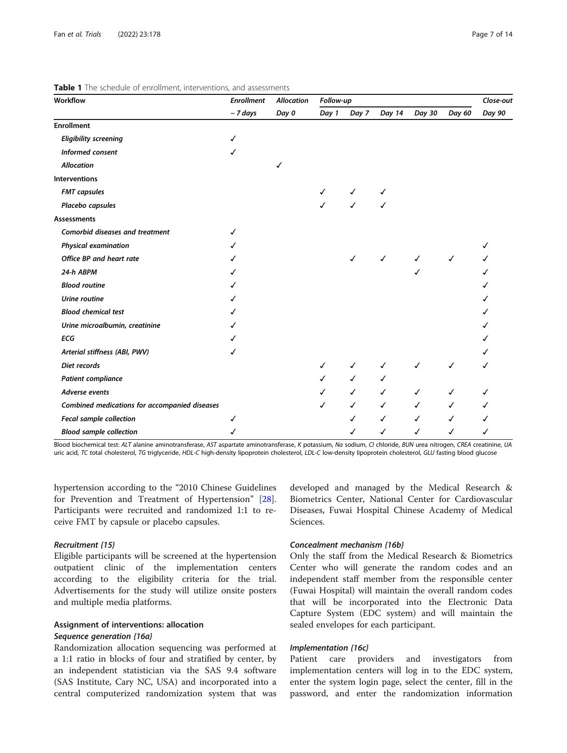**Table 1** The schedule of enrollment, interventions, and assessments

| Workflow | Enrollment | Allocation | Follow-up | | | | | Close-out |
|---|---|---|---|---|---|---|---|---|
| | *– 7 days* | *Day 0* | *Day 1* | *Day 7* | *Day 14* | *Day 30* | *Day 60* | *Day 90* |
| **Enrollment** | | | | | | | | |
| ***Eligibility screening*** | ✓ | | | | | | | |
| ***Informed consent*** | ✓ | | | | | | | |
| ***Allocation*** | | ✓ | | | | | | |
| **Interventions** | | | | | | | | |
| ***FMT capsules*** | | | ✓ | ✓ | ✓ | | | |
| ***Placebo capsules*** | | | ✓ | ✓ | ✓ | | | |
| **Assessments** | | | | | | | | |
| ***Comorbid diseases and treatment*** | ✓ | | | | | | | |
| ***Physical examination*** | ✓ | | | | | | | ✓ |
| ***Office BP and heart rate*** | ✓ | | | ✓ | ✓ | ✓ | ✓ | ✓ |
| ***24-h ABPM*** | ✓ | | | | | ✓ | | ✓ |
| ***Blood routine*** | ✓ | | | | | | | ✓ |
| ***Urine routine*** | ✓ | | | | | | | ✓ |
| ***Blood chemical test*** | ✓ | | | | | | | ✓ |
| ***Urine microalbumin, creatinine*** | ✓ | | | | | | | ✓ |
| ***ECG*** | ✓ | | | | | | | ✓ |
| ***Arterial stiffness (ABI, PWV)*** | ✓ | | | | | | | ✓ |
| ***Diet records*** | | | ✓ | ✓ | ✓ | ✓ | ✓ | ✓ |
| ***Patient compliance*** | | | ✓ | ✓ | ✓ | | | |
| ***Adverse events*** | | | ✓ | ✓ | ✓ | ✓ | ✓ | ✓ |
| ***Combined medications for accompanied diseases*** | | | ✓ | ✓ | ✓ | ✓ | ✓ | ✓ |
| ***Fecal sample collection*** | ✓ | | | ✓ | ✓ | ✓ | ✓ | ✓ |
| ***Blood sample collection*** | ✓ | | | ✓ | ✓ | ✓ | ✓ | ✓ |

Blood biochemical test: *ALT* alanine aminotransferase, *AST* aspartate aminotransferase, *K* potassium, *Na* sodium, *Cl* chloride, *BUN* urea nitrogen, *CREA* creatinine, *UA* uric acid, *TC* total cholesterol, *TG* triglyceride, *HDL-C* high-density lipoprotein cholesterol, *LDL-C* low-density lipoprotein cholesterol, *GLU* fasting blood glucose

hypertension according to the "2010 Chinese Guidelines for Prevention and Treatment of Hypertension" [28]. Participants were recruited and randomized 1:1 to receive FMT by capsule or placebo capsules.

#### *Recruitment {15}*

Eligible participants will be screened at the hypertension outpatient clinic of the implementation centers according to the eligibility criteria for the trial. Advertisements for the study will utilize onsite posters and multiple media platforms.

### Assignment of interventions: allocation

#### *Sequence generation {16a}*

Randomization allocation sequencing was performed at a 1:1 ratio in blocks of four and stratified by center, by an independent statistician via the SAS 9.4 software (SAS Institute, Cary NC, USA) and incorporated into a central computerized randomization system that was developed and managed by the Medical Research & Biometrics Center, National Center for Cardiovascular Diseases, Fuwai Hospital Chinese Academy of Medical Sciences.

#### *Concealment mechanism {16b}*

Only the staff from the Medical Research & Biometrics Center who will generate the random codes and an independent staff member from the responsible center (Fuwai Hospital) will maintain the overall random codes that will be incorporated into the Electronic Data Capture System (EDC system) and will maintain the sealed envelopes for each participant.

#### *Implementation {16c}*

Patient care providers and investigators from implementation centers will log in to the EDC system, enter the system login page, select the center, fill in the password, and enter the randomization information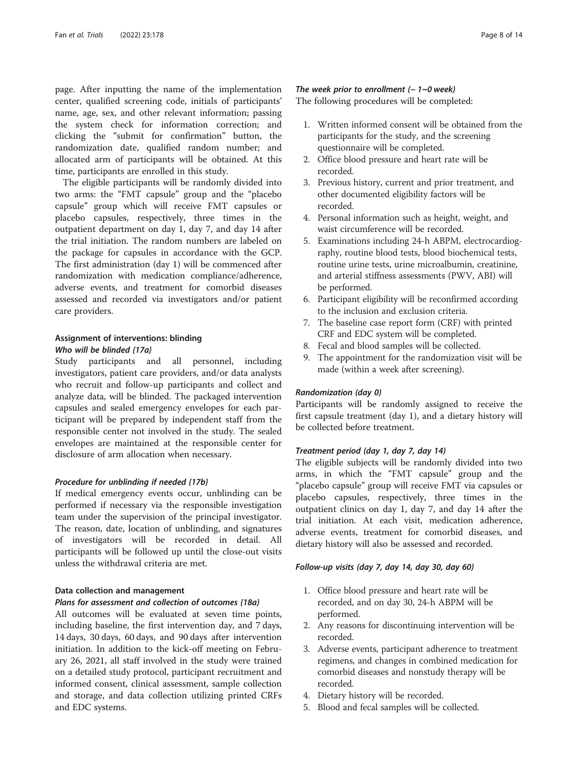page. After inputting the name of the implementation center, qualified screening code, initials of participants' name, age, sex, and other relevant information; passing the system check for information correction; and clicking the "submit for confirmation" button, the randomization date, qualified random number; and allocated arm of participants will be obtained. At this time, participants are enrolled in this study.

The eligible participants will be randomly divided into two arms: the "FMT capsule" group and the "placebo capsule" group which will receive FMT capsules or placebo capsules, respectively, three times in the outpatient department on day 1, day 7, and day 14 after the trial initiation. The random numbers are labeled on the package for capsules in accordance with the GCP. The first administration (day 1) will be commenced after randomization with medication compliance/adherence, adverse events, and treatment for comorbid diseases assessed and recorded via investigators and/or patient care providers.

### Assignment of interventions: blinding

#### *Who will be blinded {17a}*

Study participants and all personnel, including investigators, patient care providers, and/or data analysts who recruit and follow-up participants and collect and analyze data, will be blinded. The packaged intervention capsules and sealed emergency envelopes for each participant will be prepared by independent staff from the responsible center not involved in the study. The sealed envelopes are maintained at the responsible center for disclosure of arm allocation when necessary.

#### *Procedure for unblinding if needed {17b}*

If medical emergency events occur, unblinding can be performed if necessary via the responsible investigation team under the supervision of the principal investigator. The reason, date, location of unblinding, and signatures of investigators will be recorded in detail. All participants will be followed up until the close-out visits unless the withdrawal criteria are met.

### Data collection and management

#### *Plans for assessment and collection of outcomes {18a}*

All outcomes will be evaluated at seven time points, including baseline, the first intervention day, and 7 days, 14 days, 30 days, 60 days, and 90 days after intervention initiation. In addition to the kick-off meeting on February 26, 2021, all staff involved in the study were trained on a detailed study protocol, participant recruitment and informed consent, clinical assessment, sample collection and storage, and data collection utilizing printed CRFs and EDC systems.

#### *The week prior to enrollment (– 1~0 week)*

The following procedures will be completed:

1. Written informed consent will be obtained from the participants for the study, and the screening questionnaire will be completed.
2. Office blood pressure and heart rate will be recorded.
3. Previous history, current and prior treatment, and other documented eligibility factors will be recorded.
4. Personal information such as height, weight, and waist circumference will be recorded.
5. Examinations including 24-h ABPM, electrocardiography, routine blood tests, blood biochemical tests, routine urine tests, urine microalbumin, creatinine, and arterial stiffness assessments (PWV, ABI) will be performed.
6. Participant eligibility will be reconfirmed according to the inclusion and exclusion criteria.
7. The baseline case report form (CRF) with printed CRF and EDC system will be completed.
8. Fecal and blood samples will be collected.
9. The appointment for the randomization visit will be made (within a week after screening).

#### *Randomization (day 0)*

Participants will be randomly assigned to receive the first capsule treatment (day 1), and a dietary history will be collected before treatment.

#### *Treatment period (day 1, day 7, day 14)*

The eligible subjects will be randomly divided into two arms, in which the "FMT capsule" group and the "placebo capsule" group will receive FMT via capsules or placebo capsules, respectively, three times in the outpatient clinics on day 1, day 7, and day 14 after the trial initiation. At each visit, medication adherence, adverse events, treatment for comorbid diseases, and dietary history will also be assessed and recorded.

#### *Follow-up visits (day 7, day 14, day 30, day 60)*

1. Office blood pressure and heart rate will be recorded, and on day 30, 24-h ABPM will be performed.
2. Any reasons for discontinuing intervention will be recorded.
3. Adverse events, participant adherence to treatment regimens, and changes in combined medication for comorbid diseases and nonstudy therapy will be recorded.
4. Dietary history will be recorded.
5. Blood and fecal samples will be collected.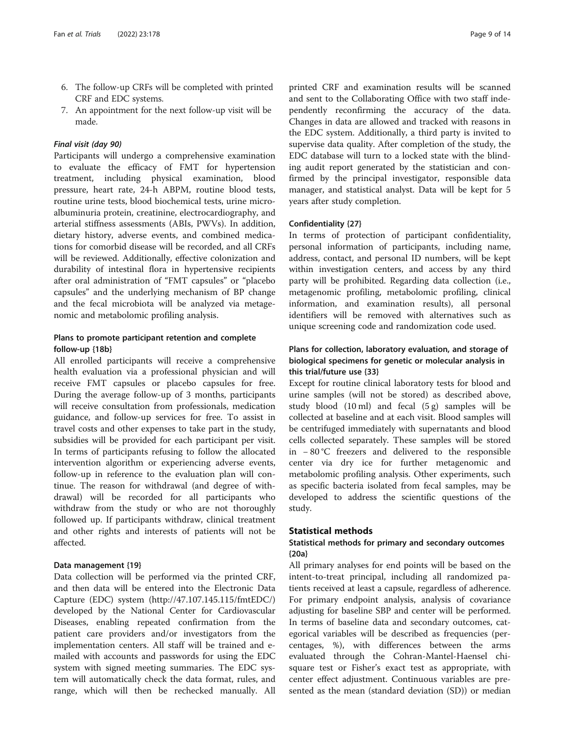6. The follow-up CRFs will be completed with printed CRF and EDC systems.
7. An appointment for the next follow-up visit will be made.

#### *Final visit (day 90)*

Participants will undergo a comprehensive examination to evaluate the efficacy of FMT for hypertension treatment, including physical examination, blood pressure, heart rate, 24-h ABPM, routine blood tests, routine urine tests, blood biochemical tests, urine microalbuminuria protein, creatinine, electrocardiography, and arterial stiffness assessments (ABIs, PWVs). In addition, dietary history, adverse events, and combined medications for comorbid disease will be recorded, and all CRFs will be reviewed. Additionally, effective colonization and durability of intestinal flora in hypertensive recipients after oral administration of "FMT capsules" or "placebo capsules" and the underlying mechanism of BP change and the fecal microbiota will be analyzed via metagenomic and metabolomic profiling analysis.

### Plans to promote participant retention and complete follow-up {18b}

All enrolled participants will receive a comprehensive health evaluation via a professional physician and will receive FMT capsules or placebo capsules for free. During the average follow-up of 3 months, participants will receive consultation from professionals, medication guidance, and follow-up services for free. To assist in travel costs and other expenses to take part in the study, subsidies will be provided for each participant per visit. In terms of participants refusing to follow the allocated intervention algorithm or experiencing adverse events, follow-up in reference to the evaluation plan will continue. The reason for withdrawal (and degree of withdrawal) will be recorded for all participants who withdraw from the study or who are not thoroughly followed up. If participants withdraw, clinical treatment and other rights and interests of patients will not be affected.

### Data management {19}

Data collection will be performed via the printed CRF, and then data will be entered into the Electronic Data Capture (EDC) system (http://47.107.145.115/fmtEDC/) developed by the National Center for Cardiovascular Diseases, enabling repeated confirmation from the patient care providers and/or investigators from the implementation centers. All staff will be trained and e-mailed with accounts and passwords for using the EDC system with signed meeting summaries. The EDC system will automatically check the data format, rules, and range, which will then be rechecked manually. All printed CRF and examination results will be scanned and sent to the Collaborating Office with two staff independently reconfirming the accuracy of the data. Changes in data are allowed and tracked with reasons in the EDC system. Additionally, a third party is invited to supervise data quality. After completion of the study, the EDC database will turn to a locked state with the blinding audit report generated by the statistician and confirmed by the principal investigator, responsible data manager, and statistical analyst. Data will be kept for 5 years after study completion.

### Confidentiality {27}

In terms of protection of participant confidentiality, personal information of participants, including name, address, contact, and personal ID numbers, will be kept within investigation centers, and access by any third party will be prohibited. Regarding data collection (i.e., metagenomic profiling, metabolomic profiling, clinical information, and examination results), all personal identifiers will be removed with alternatives such as unique screening code and randomization code used.

### Plans for collection, laboratory evaluation, and storage of biological specimens for genetic or molecular analysis in this trial/future use {33}

Except for routine clinical laboratory tests for blood and urine samples (will not be stored) as described above, study blood (10 ml) and fecal (5 g) samples will be collected at baseline and at each visit. Blood samples will be centrifuged immediately with supernatants and blood cells collected separately. These samples will be stored in − 80 °C freezers and delivered to the responsible center via dry ice for further metagenomic and metabolomic profiling analysis. Other experiments, such as specific bacteria isolated from fecal samples, may be developed to address the scientific questions of the study.

## Statistical methods

### Statistical methods for primary and secondary outcomes {20a}

All primary analyses for end points will be based on the intent-to-treat principal, including all randomized patients received at least a capsule, regardless of adherence. For primary endpoint analysis, analysis of covariance adjusting for baseline SBP and center will be performed. In terms of baseline data and secondary outcomes, categorical variables will be described as frequencies (percentages, %), with differences between the arms evaluated through the Cohran-Mantel-Haensel chi-square test or Fisher's exact test as appropriate, with center effect adjustment. Continuous variables are presented as the mean (standard deviation (SD)) or median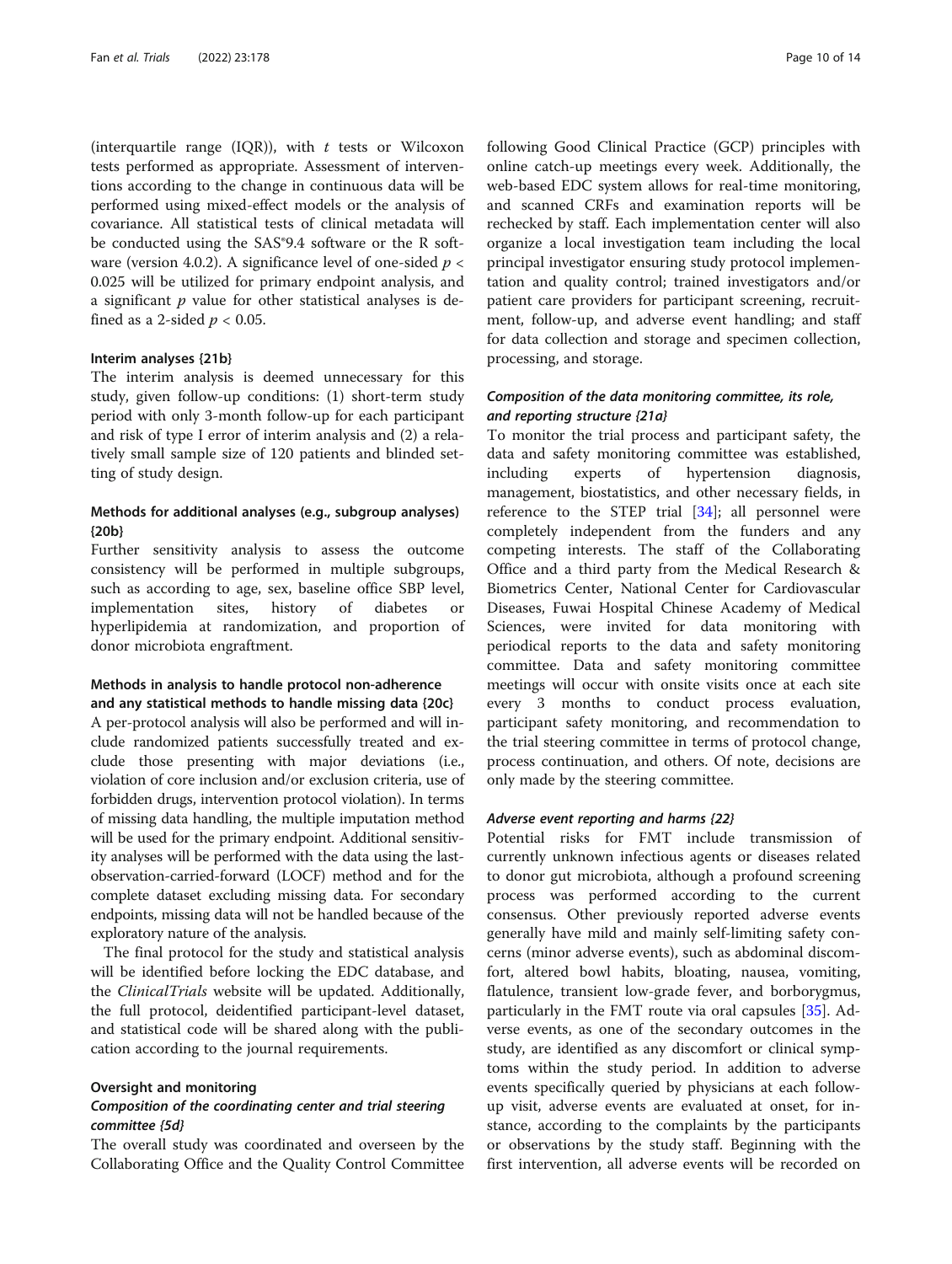(interquartile range (IQR)), with *t* tests or Wilcoxon tests performed as appropriate. Assessment of interventions according to the change in continuous data will be performed using mixed-effect models or the analysis of covariance. All statistical tests of clinical metadata will be conducted using the SAS®9.4 software or the R software (version 4.0.2). A significance level of one-sided $p < 0.025$ will be utilized for primary endpoint analysis, and a significant $p$ value for other statistical analyses is defined as a 2-sided $p < 0.05$.

#### Interim analyses {21b}

The interim analysis is deemed unnecessary for this study, given follow-up conditions: (1) short-term study period with only 3-month follow-up for each participant and risk of type I error of interim analysis and (2) a relatively small sample size of 120 patients and blinded setting of study design.

#### Methods for additional analyses (e.g., subgroup analyses) {20b}

Further sensitivity analysis to assess the outcome consistency will be performed in multiple subgroups, such as according to age, sex, baseline office SBP level, implementation sites, history of diabetes or hyperlipidemia at randomization, and proportion of donor microbiota engraftment.

#### Methods in analysis to handle protocol non-adherence and any statistical methods to handle missing data {20c}

A per-protocol analysis will also be performed and will include randomized patients successfully treated and exclude those presenting with major deviations (i.e., violation of core inclusion and/or exclusion criteria, use of forbidden drugs, intervention protocol violation). In terms of missing data handling, the multiple imputation method will be used for the primary endpoint. Additional sensitivity analyses will be performed with the data using the last-observation-carried-forward (LOCF) method and for the complete dataset excluding missing data. For secondary endpoints, missing data will not be handled because of the exploratory nature of the analysis.

The final protocol for the study and statistical analysis will be identified before locking the EDC database, and the *ClinicalTrials* website will be updated. Additionally, the full protocol, deidentified participant-level dataset, and statistical code will be shared along with the publication according to the journal requirements.

### Oversight and monitoring

#### *Composition of the coordinating center and trial steering committee {5d}*

The overall study was coordinated and overseen by the Collaborating Office and the Quality Control Committee following Good Clinical Practice (GCP) principles with online catch-up meetings every week. Additionally, the web-based EDC system allows for real-time monitoring, and scanned CRFs and examination reports will be rechecked by staff. Each implementation center will also organize a local investigation team including the local principal investigator ensuring study protocol implementation and quality control; trained investigators and/or patient care providers for participant screening, recruitment, follow-up, and adverse event handling; and staff for data collection and storage and specimen collection, processing, and storage.

#### *Composition of the data monitoring committee, its role, and reporting structure {21a}*

To monitor the trial process and participant safety, the data and safety monitoring committee was established, including experts of hypertension diagnosis, management, biostatistics, and other necessary fields, in reference to the STEP trial [34]; all personnel were completely independent from the funders and any competing interests. The staff of the Collaborating Office and a third party from the Medical Research & Biometrics Center, National Center for Cardiovascular Diseases, Fuwai Hospital Chinese Academy of Medical Sciences, were invited for data monitoring with periodical reports to the data and safety monitoring committee. Data and safety monitoring committee meetings will occur with onsite visits once at each site every 3 months to conduct process evaluation, participant safety monitoring, and recommendation to the trial steering committee in terms of protocol change, process continuation, and others. Of note, decisions are only made by the steering committee.

#### *Adverse event reporting and harms {22}*

Potential risks for FMT include transmission of currently unknown infectious agents or diseases related to donor gut microbiota, although a profound screening process was performed according to the current consensus. Other previously reported adverse events generally have mild and mainly self-limiting safety concerns (minor adverse events), such as abdominal discomfort, altered bowel habits, bloating, nausea, vomiting, flatulence, transient low-grade fever, and borborygmus, particularly in the FMT route via oral capsules [35]. Adverse events, as one of the secondary outcomes in the study, are identified as any discomfort or clinical symptoms within the study period. In addition to adverse events specifically queried by physicians at each follow-up visit, adverse events are evaluated at onset, for instance, according to the complaints by the participants or observations by the study staff. Beginning with the first intervention, all adverse events will be recorded on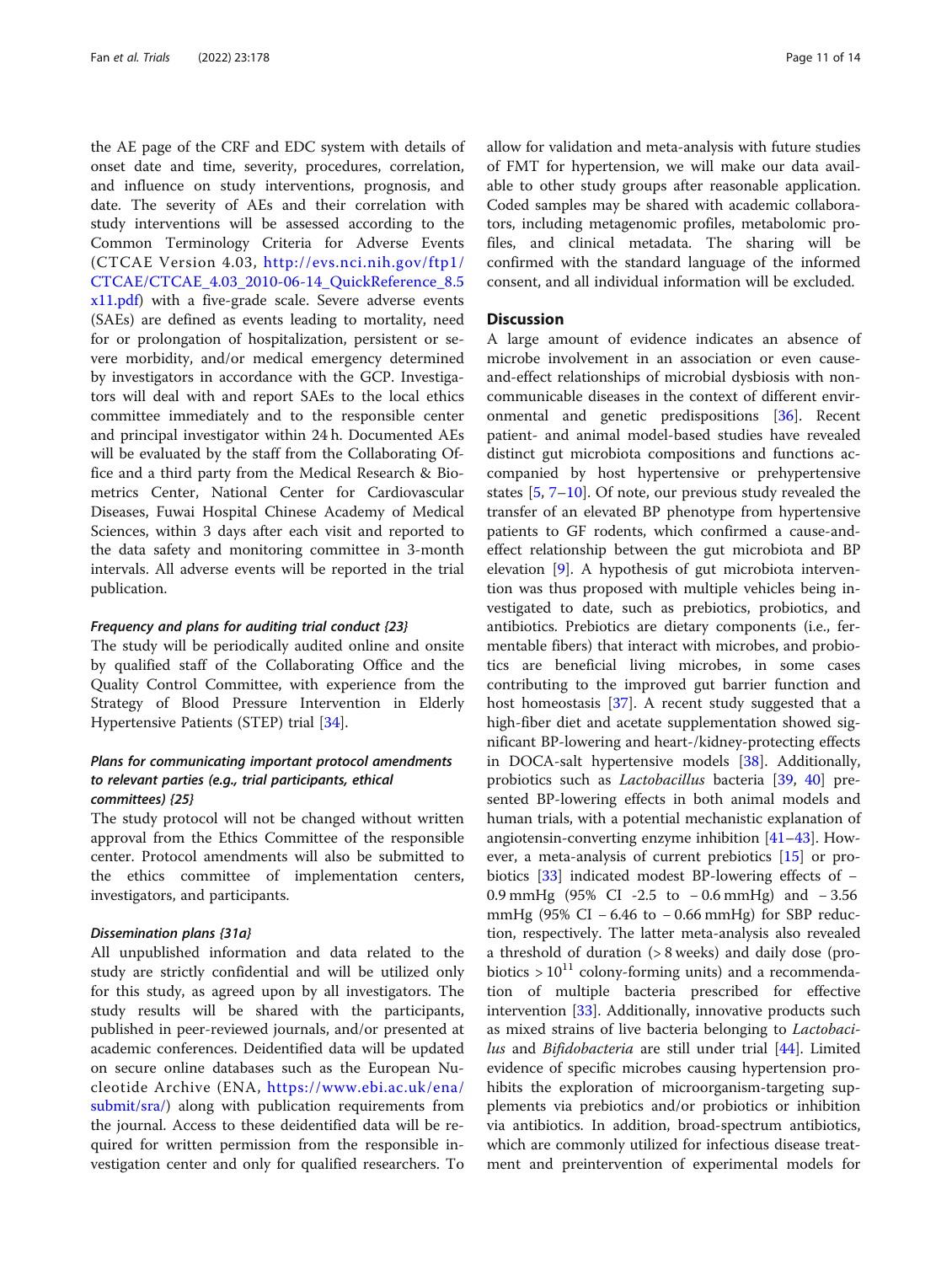the AE page of the CRF and EDC system with details of onset date and time, severity, procedures, correlation, and influence on study interventions, prognosis, and date. The severity of AEs and their correlation with study interventions will be assessed according to the Common Terminology Criteria for Adverse Events (CTCAE Version 4.03, http://evs.nci.nih.gov/ftp1/CTCAE/CTCAE_4.03_2010-06-14_QuickReference_8.5x11.pdf) with a five-grade scale. Severe adverse events (SAEs) are defined as events leading to mortality, need for or prolongation of hospitalization, persistent or severe morbidity, and/or medical emergency determined by investigators in accordance with the GCP. Investigators will deal with and report SAEs to the local ethics committee immediately and to the responsible center and principal investigator within 24 h. Documented AEs will be evaluated by the staff from the Collaborating Office and a third party from the Medical Research & Biometrics Center, National Center for Cardiovascular Diseases, Fuwai Hospital Chinese Academy of Medical Sciences, within 3 days after each visit and reported to the data safety and monitoring committee in 3-month intervals. All adverse events will be reported in the trial publication.

#### *Frequency and plans for auditing trial conduct {23}*

The study will be periodically audited online and onsite by qualified staff of the Collaborating Office and the Quality Control Committee, with experience from the Strategy of Blood Pressure Intervention in Elderly Hypertensive Patients (STEP) trial [34].

#### *Plans for communicating important protocol amendments to relevant parties (e.g., trial participants, ethical committees) {25}*

The study protocol will not be changed without written approval from the Ethics Committee of the responsible center. Protocol amendments will also be submitted to the ethics committee of implementation centers, investigators, and participants.

#### *Dissemination plans {31a}*

All unpublished information and data related to the study are strictly confidential and will be utilized only for this study, as agreed upon by all investigators. The study results will be shared with the participants, published in peer-reviewed journals, and/or presented at academic conferences. Deidentified data will be updated on secure online databases such as the European Nucleotide Archive (ENA, https://www.ebi.ac.uk/ena/submit/sra/) along with publication requirements from the journal. Access to these deidentified data will be required for written permission from the responsible investigation center and only for qualified researchers. To allow for validation and meta-analysis with future studies of FMT for hypertension, we will make our data available to other study groups after reasonable application. Coded samples may be shared with academic collaborators, including metagenomic profiles, metabolomic profiles, and clinical metadata. The sharing will be confirmed with the standard language of the informed consent, and all individual information will be excluded.

## Discussion

A large amount of evidence indicates an absence of microbe involvement in an association or even cause-and-effect relationships of microbial dysbiosis with noncommunicable diseases in the context of different environmental and genetic predispositions [36]. Recent patient- and animal model-based studies have revealed distinct gut microbiota compositions and functions accompanied by host hypertensive or prehypertensive states [5, 7–10]. Of note, our previous study revealed the transfer of an elevated BP phenotype from hypertensive patients to GF rodents, which confirmed a cause-and-effect relationship between the gut microbiota and BP elevation [9]. A hypothesis of gut microbiota intervention was thus proposed with multiple vehicles being investigated to date, such as prebiotics, probiotics, and antibiotics. Prebiotics are dietary components (i.e., fermentable fibers) that interact with microbes, and probiotics are beneficial living microbes, in some cases contributing to the improved gut barrier function and host homeostasis [37]. A recent study suggested that a high-fiber diet and acetate supplementation showed significant BP-lowering and heart-/kidney-protecting effects in DOCA-salt hypertensive models [38]. Additionally, probiotics such as *Lactobacillus* bacteria [39, 40] presented BP-lowering effects in both animal models and human trials, with a potential mechanistic explanation of angiotensin-converting enzyme inhibition [41–43]. However, a meta-analysis of current prebiotics [15] or probiotics [33] indicated modest BP-lowering effects of − 0.9 mmHg (95% CI -2.5 to − 0.6 mmHg) and − 3.56 mmHg (95% CI − 6.46 to − 0.66 mmHg) for SBP reduction, respectively. The latter meta-analysis also revealed a threshold of duration (> 8 weeks) and daily dose (probiotics > $10^{11}$ colony-forming units) and a recommendation of multiple bacteria prescribed for effective intervention [33]. Additionally, innovative products such as mixed strains of live bacteria belonging to *Lactobacillus* and *Bifidobacteria* are still under trial [44]. Limited evidence of specific microbes causing hypertension prohibits the exploration of microorganism-targeting supplements via prebiotics and/or probiotics or inhibition via antibiotics. In addition, broad-spectrum antibiotics, which are commonly utilized for infectious disease treatment and preintervention of experimental models for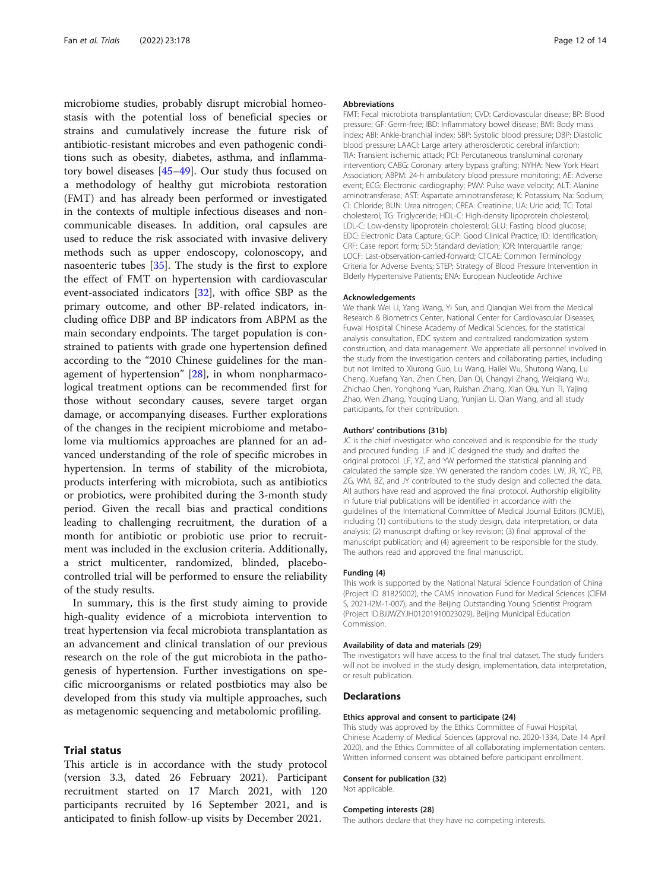microbiome studies, probably disrupt microbial homeostasis with the potential loss of beneficial species or strains and cumulatively increase the future risk of antibiotic-resistant microbes and even pathogenic conditions such as obesity, diabetes, asthma, and inflammatory bowel diseases [45–49]. Our study thus focused on a methodology of healthy gut microbiota restoration (FMT) and has already been performed or investigated in the contexts of multiple infectious diseases and noncommunicable diseases. In addition, oral capsules are used to reduce the risk associated with invasive delivery methods such as upper endoscopy, colonoscopy, and nasoenteric tubes [35]. The study is the first to explore the effect of FMT on hypertension with cardiovascular event-associated indicators [32], with office SBP as the primary outcome, and other BP-related indicators, including office DBP and BP indicators from ABPM as the main secondary endpoints. The target population is constrained to patients with grade one hypertension defined according to the "2010 Chinese guidelines for the management of hypertension" [28], in whom nonpharmacological treatment options can be recommended first for those without secondary causes, severe target organ damage, or accompanying diseases. Further explorations of the changes in the recipient microbiome and metabolome via multiomics approaches are planned for an advanced understanding of the role of specific microbes in hypertension. In terms of stability of the microbiota, products interfering with microbiota, such as antibiotics or probiotics, were prohibited during the 3-month study period. Given the recall bias and practical conditions leading to challenging recruitment, the duration of a month for antibiotic or probiotic use prior to recruitment was included in the exclusion criteria. Additionally, a strict multicenter, randomized, blinded, placebo-controlled trial will be performed to ensure the reliability of the study results.

In summary, this is the first study aiming to provide high-quality evidence of a microbiota intervention to treat hypertension via fecal microbiota transplantation as an advancement and clinical translation of our previous research on the role of the gut microbiota in the pathogenesis of hypertension. Further investigations on specific microorganisms or related postbiotics may also be developed from this study via multiple approaches, such as metagenomic sequencing and metabolomic profiling.

## Trial status

This article is in accordance with the study protocol (version 3.3, dated 26 February 2021). Participant recruitment started on 17 March 2021, with 120 participants recruited by 16 September 2021, and is anticipated to finish follow-up visits by December 2021.

#### Abbreviations

FMT: Fecal microbiota transplantation; CVD: Cardiovascular disease; BP: Blood pressure; GF: Germ-free; IBD: Inflammatory bowel disease; BMI: Body mass index; ABI: Ankle-branchial index; SBP: Systolic blood pressure; DBP: Diastolic blood pressure; LAACI: Large artery atherosclerotic cerebral infarction; TIA: Transient ischemic attack; PCI: Percutaneous transluminal coronary intervention; CABG: Coronary artery bypass grafting; NYHA: New York Heart Association; ABPM: 24-h ambulatory blood pressure monitoring; AE: Adverse event; ECG: Electronic cardiography; PWV: Pulse wave velocity; ALT: Alanine aminotransferase; AST: Aspartate aminotransferase; K: Potassium; Na: Sodium; Cl: Chloride; BUN: Urea nitrogen; CREA: Creatinine; UA: Uric acid; TC: Total cholesterol; TG: Triglyceride; HDL-C: High-density lipoprotein cholesterol; LDL-C: Low-density lipoprotein cholesterol; GLU: Fasting blood glucose; EDC: Electronic Data Capture; GCP: Good Clinical Practice; ID: Identification; CRF: Case report form; SD: Standard deviation; IQR: Interquartile range; LOCF: Last-observation-carried-forward; CTCAE: Common Terminology Criteria for Adverse Events; STEP: Strategy of Blood Pressure Intervention in Elderly Hypertensive Patients; ENA: European Nucleotide Archive

#### Acknowledgements

We thank Wei Li, Yang Wang, Yi Sun, and Qianqian Wei from the Medical Research & Biometrics Center, National Center for Cardiovascular Diseases, Fuwai Hospital Chinese Academy of Medical Sciences, for the statistical analysis consultation, EDC system and centralized randomization system construction, and data management. We appreciate all personnel involved in the study from the investigation centers and collaborating parties, including but not limited to Xiurong Guo, Lu Wang, Hailei Wu, Shutong Wang, Lu Cheng, Xuefang Yan, Zhen Chen, Dan Qi, Changyi Zhang, Weiqiang Wu, Zhichao Chen, Yonghong Yuan, Ruishan Zhang, Xian Qiu, Yun Ti, Yajing Zhao, Wen Zhang, Youqing Liang, Yunjian Li, Qian Wang, and all study participants, for their contribution.

#### Authors' contributions {31b}

JC is the chief investigator who conceived and is responsible for the study and procured funding. LF and JC designed the study and drafted the original protocol. LF, YZ, and YW performed the statistical planning and calculated the sample size. YW generated the random codes. LW, JR, YC, PB, ZG, WM, BZ, and JY contributed to the study design and collected the data. All authors have read and approved the final protocol. Authorship eligibility in future trial publications will be identified in accordance with the guidelines of the International Committee of Medical Journal Editors (ICMJE), including (1) contributions to the study design, data interpretation, or data analysis; (2) manuscript drafting or key revision; (3) final approval of the manuscript publication; and (4) agreement to be responsible for the study. The authors read and approved the final manuscript.

#### Funding {4}

This work is supported by the National Natural Science Foundation of China (Project ID. 81825002), the CAMS Innovation Fund for Medical Sciences (CIFM S, 2021-I2M-1-007), and the Beijing Outstanding Young Scientist Program (Project ID.BJJWZYJH01201910023029), Beijing Municipal Education Commission.

#### Availability of data and materials {29}

The investigators will have access to the final trial dataset. The study funders will not be involved in the study design, implementation, data interpretation, or result publication.

## Declarations

#### Ethics approval and consent to participate {24}

This study was approved by the Ethics Committee of Fuwai Hospital, Chinese Academy of Medical Sciences (approval no. 2020-1334, Date 14 April 2020), and the Ethics Committee of all collaborating implementation centers. Written informed consent was obtained before participant enrollment.

#### Consent for publication {32}

Not applicable.

#### Competing interests {28}

The authors declare that they have no competing interests.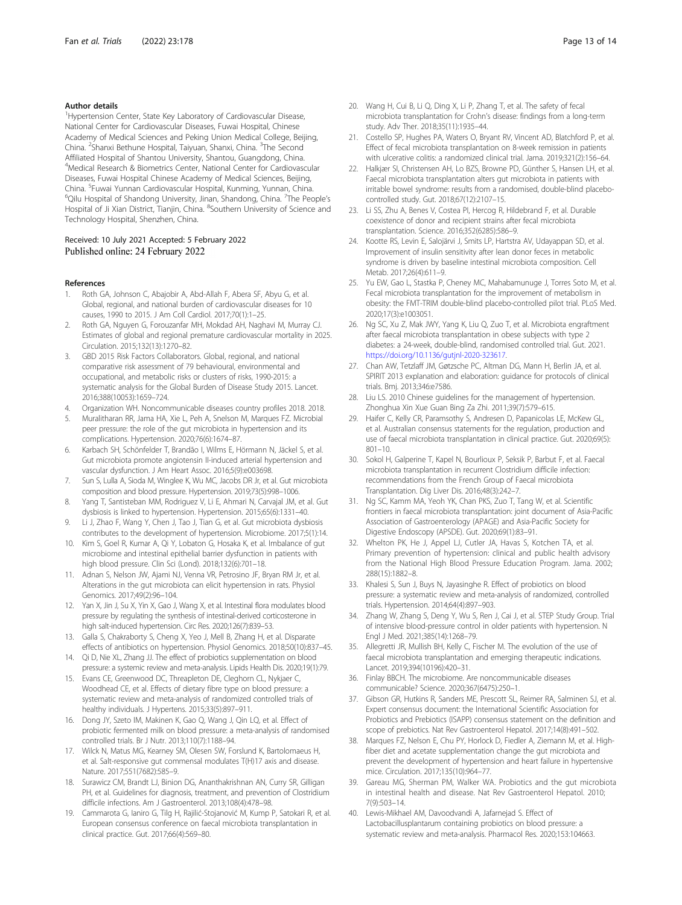#### Author details

[1]Hypertension Center, State Key Laboratory of Cardiovascular Disease, National Center for Cardiovascular Diseases, Fuwai Hospital, Chinese Academy of Medical Sciences and Peking Union Medical College, Beijing, China. [2]Shanxi Bethune Hospital, Taiyuan, Shanxi, China. [3]The Second Affiliated Hospital of Shantou University, Shantou, Guangdong, China. [4]Medical Research & Biometrics Center, National Center for Cardiovascular Diseases, Fuwai Hospital Chinese Academy of Medical Sciences, Beijing, China. [5]Fuwai Yunnan Cardiovascular Hospital, Kunming, Yunnan, China. [6]Qilu Hospital of Shandong University, Jinan, Shandong, China. [7]The People's Hospital of Ji Xian District, Tianjin, China. [8]Southern University of Science and Technology Hospital, Shenzhen, China.

Received: 10 July 2021 Accepted: 5 February 2022
Published online: 24 February 2022

#### References

1. Roth GA, Johnson C, Abajobir A, Abd-Allah F, Abera SF, Abyu G, et al. Global, regional, and national burden of cardiovascular diseases for 10 causes, 1990 to 2015. J Am Coll Cardiol. 2017;70(1):1–25.
2. Roth GA, Nguyen G, Forouzanfar MH, Mokdad AH, Naghavi M, Murray CJ. Estimates of global and regional premature cardiovascular mortality in 2025. Circulation. 2015;132(13):1270–82.
3. GBD 2015 Risk Factors Collaborators. Global, regional, and national comparative risk assessment of 79 behavioural, environmental and occupational, and metabolic risks or clusters of risks, 1990-2015: a systematic analysis for the Global Burden of Disease Study 2015. Lancet. 2016;388(10053):1659–724.
4. Organization WH. Noncommunicable diseases country profiles 2018. 2018.
5. Muralitharan RR, Jama HA, Xie L, Peh A, Snelson M, Marques FZ. Microbial peer pressure: the role of the gut microbiota in hypertension and its complications. Hypertension. 2020;76(6):1674–87.
6. Karbach SH, Schönfelder T, Brandão I, Wilms E, Hörmann N, Jäckel S, et al. Gut microbiota promote angiotensin II-induced arterial hypertension and vascular dysfunction. J Am Heart Assoc. 2016;5(9):e003698.
7. Sun S, Lulla A, Sioda M, Winglee K, Wu MC, Jacobs DR Jr, et al. Gut microbiota composition and blood pressure. Hypertension. 2019;73(5):998–1006.
8. Yang T, Santisteban MM, Rodriguez V, Li E, Ahmari N, Carvajal JM, et al. Gut dysbiosis is linked to hypertension. Hypertension. 2015;65(6):1331–40.
9. Li J, Zhao F, Wang Y, Chen J, Tao J, Tian G, et al. Gut microbiota dysbiosis contributes to the development of hypertension. Microbiome. 2017;5(1):14.
10. Kim S, Goel R, Kumar A, Qi Y, Lobaton G, Hosaka K, et al. Imbalance of gut microbiome and intestinal epithelial barrier dysfunction in patients with high blood pressure. Clin Sci (Lond). 2018;132(6):701–18.
11. Adnan S, Nelson JW, Ajami NJ, Venna VR, Petrosino JF, Bryan RM Jr, et al. Alterations in the gut microbiota can elicit hypertension in rats. Physiol Genomics. 2017;49(2):96–104.
12. Yan X, Jin J, Su X, Yin X, Gao J, Wang X, et al. Intestinal flora modulates blood pressure by regulating the synthesis of intestinal-derived corticosterone in high salt-induced hypertension. Circ Res. 2020;126(7):839–53.
13. Galla S, Chakraborty S, Cheng X, Yeo J, Mell B, Zhang H, et al. Disparate effects of antibiotics on hypertension. Physiol Genomics. 2018;50(10):837–45.
14. Qi D, Nie XL, Zhang JJ. The effect of probiotics supplementation on blood pressure: a systemic review and meta-analysis. Lipids Health Dis. 2020;19(1):79.
15. Evans CE, Greenwood DC, Threapleton DE, Cleghorn CL, Nykjaer C, Woodhead CE, et al. Effects of dietary fibre type on blood pressure: a systematic review and meta-analysis of randomized controlled trials of healthy individuals. J Hypertens. 2015;33(5):897–911.
16. Dong JY, Szeto IM, Makinen K, Gao Q, Wang J, Qin LQ, et al. Effect of probiotic fermented milk on blood pressure: a meta-analysis of randomised controlled trials. Br J Nutr. 2013;110(7):1188–94.
17. Wilck N, Matus MG, Kearney SM, Olesen SW, Forslund K, Bartolomaeus H, et al. Salt-responsive gut commensal modulates T(H)17 axis and disease. Nature. 2017;551(7682):585–9.
18. Surawicz CM, Brandt LJ, Binion DG, Ananthakrishnan AN, Curry SR, Gilligan PH, et al. Guidelines for diagnosis, treatment, and prevention of Clostridium difficile infections. Am J Gastroenterol. 2013;108(4):478–98.
19. Cammarota G, Ianiro G, Tilg H, Rajilić-Stojanović M, Kump P, Satokari R, et al. European consensus conference on faecal microbiota transplantation in clinical practice. Gut. 2017;66(4):569–80.
20. Wang H, Cui B, Li Q, Ding X, Li P, Zhang T, et al. The safety of fecal microbiota transplantation for Crohn's disease: findings from a long-term study. Adv Ther. 2018;35(11):1935–44.
21. Costello SP, Hughes PA, Waters O, Bryant RV, Vincent AD, Blatchford P, et al. Effect of fecal microbiota transplantation on 8-week remission in patients with ulcerative colitis: a randomized clinical trial. Jama. 2019;321(2):156–64.
22. Halkjær SI, Christensen AH, Lo BZS, Browne PD, Günther S, Hansen LH, et al. Faecal microbiota transplantation alters gut microbiota in patients with irritable bowel syndrome: results from a randomised, double-blind placebo-controlled study. Gut. 2018;67(12):2107–15.
23. Li SS, Zhu A, Benes V, Costea PI, Hercog R, Hildebrand F, et al. Durable coexistence of donor and recipient strains after fecal microbiota transplantation. Science. 2016;352(6285):586–9.
24. Kootte RS, Levin E, Salojärvi J, Smits LP, Hartstra AV, Udayappan SD, et al. Improvement of insulin sensitivity after lean donor feces in metabolic syndrome is driven by baseline intestinal microbiota composition. Cell Metab. 2017;26(4):611–9.
25. Yu EW, Gao L, Stastka P, Cheney MC, Mahabamunuge J, Torres Soto M, et al. Fecal microbiota transplantation for the improvement of metabolism in obesity: the FMT-TRIM double-blind placebo-controlled pilot trial. PLoS Med. 2020;17(3):e1003051.
26. Ng SC, Xu Z, Mak JWY, Yang K, Liu Q, Zuo T, et al. Microbiota engraftment after faecal microbiota transplantation in obese subjects with type 2 diabetes: a 24-week, double-blind, randomised controlled trial. Gut. 2021. https://doi.org/10.1136/gutjnl-2020-323617.
27. Chan AW, Tetzlaff JM, Gøtzsche PC, Altman DG, Mann H, Berlin JA, et al. SPIRIT 2013 explanation and elaboration: guidance for protocols of clinical trials. Bmj. 2013;346:e7586.
28. Liu LS. 2010 Chinese guidelines for the management of hypertension. Zhonghua Xin Xue Guan Bing Za Zhi. 2011;39(7):579–615.
29. Haifer C, Kelly CR, Paramsothy S, Andresen D, Papanicolas LE, McKew GL, et al. Australian consensus statements for the regulation, production and use of faecal microbiota transplantation in clinical practice. Gut. 2020;69(5):801–10.
30. Sokol H, Galperine T, Kapel N, Bourlioux P, Seksik P, Barbut F, et al. Faecal microbiota transplantation in recurrent Clostridium difficile infection: recommendations from the French Group of Faecal microbiota Transplantation. Dig Liver Dis. 2016;48(3):242–7.
31. Ng SC, Kamm MA, Yeoh YK, Chan PKS, Zuo T, Tang W, et al. Scientific frontiers in faecal microbiota transplantation: joint document of Asia-Pacific Association of Gastroenterology (APAGE) and Asia-Pacific Society for Digestive Endoscopy (APSDE). Gut. 2020;69(1):83–91.
32. Whelton PK, He J, Appel LJ, Cutler JA, Havas S, Kotchen TA, et al. Primary prevention of hypertension: clinical and public health advisory from the National High Blood Pressure Education Program. Jama. 2002;288(15):1882–8.
33. Khalesi S, Sun J, Buys N, Jayasinghe R. Effect of probiotics on blood pressure: a systematic review and meta-analysis of randomized, controlled trials. Hypertension. 2014;64(4):897–903.
34. Zhang W, Zhang S, Deng Y, Wu S, Ren J, Cai J, et al. STEP Study Group. Trial of intensive blood-pressure control in older patients with hypertension. N Engl J Med. 2021;385(14):1268–79.
35. Allegretti JR, Mullish BH, Kelly C, Fischer M. The evolution of the use of faecal microbiota transplantation and emerging therapeutic indications. Lancet. 2019;394(10196):420–31.
36. Finlay BBCH. The microbiome. Are noncommunicable diseases communicable? Science. 2020;367(6475):250–1.
37. Gibson GR, Hutkins R, Sanders ME, Prescott SL, Reimer RA, Salminen SJ, et al. Expert consensus document: the International Scientific Association for Probiotics and Prebiotics (ISAPP) consensus statement on the definition and scope of prebiotics. Nat Rev Gastroenterol Hepatol. 2017;14(8):491–502.
38. Marques FZ, Nelson E, Chu PY, Horlock D, Fiedler A, Ziemann M, et al. High-fiber diet and acetate supplementation change the gut microbiota and prevent the development of hypertension and heart failure in hypertensive mice. Circulation. 2017;135(10):964–77.
39. Gareau MG, Sherman PM, Walker WA. Probiotics and the gut microbiota in intestinal health and disease. Nat Rev Gastroenterol Hepatol. 2010;7(9):503–14.
40. Lewis-Mikhael AM, Davoodvandi A, Jafarnejad S. Effect of Lactobacillusplantarum containing probiotics on blood pressure: a systematic review and meta-analysis. Pharmacol Res. 2020;153:104663.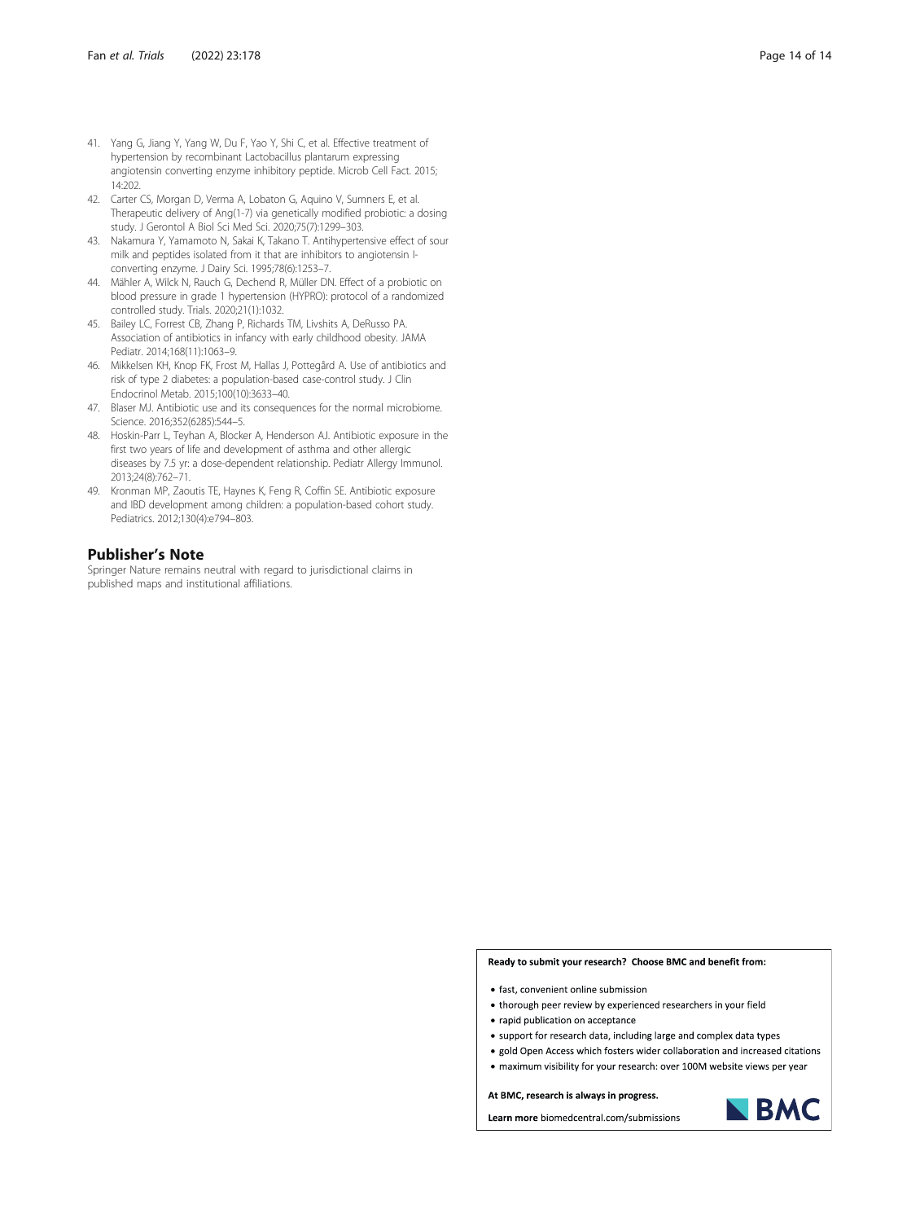41. Yang G, Jiang Y, Yang W, Du F, Yao Y, Shi C, et al. Effective treatment of hypertension by recombinant Lactobacillus plantarum expressing angiotensin converting enzyme inhibitory peptide. Microb Cell Fact. 2015; 14:202.
42. Carter CS, Morgan D, Verma A, Lobaton G, Aquino V, Sumners E, et al. Therapeutic delivery of Ang(1-7) via genetically modified probiotic: a dosing study. J Gerontol A Biol Sci Med Sci. 2020;75(7):1299–303.
43. Nakamura Y, Yamamoto N, Sakai K, Takano T. Antihypertensive effect of sour milk and peptides isolated from it that are inhibitors to angiotensin I-converting enzyme. J Dairy Sci. 1995;78(6):1253–7.
44. Mähler A, Wilck N, Rauch G, Dechend R, Müller DN. Effect of a probiotic on blood pressure in grade 1 hypertension (HYPRO): protocol of a randomized controlled study. Trials. 2020;21(1):1032.
45. Bailey LC, Forrest CB, Zhang P, Richards TM, Livshits A, DeRusso PA. Association of antibiotics in infancy with early childhood obesity. JAMA Pediatr. 2014;168(11):1063–9.
46. Mikkelsen KH, Knop FK, Frost M, Hallas J, Pottegård A. Use of antibiotics and risk of type 2 diabetes: a population-based case-control study. J Clin Endocrinol Metab. 2015;100(10):3633–40.
47. Blaser MJ. Antibiotic use and its consequences for the normal microbiome. Science. 2016;352(6285):544–5.
48. Hoskin-Parr L, Teyhan A, Blocker A, Henderson AJ. Antibiotic exposure in the first two years of life and development of asthma and other allergic diseases by 7.5 yr: a dose-dependent relationship. Pediatr Allergy Immunol. 2013;24(8):762–71.
49. Kronman MP, Zaoutis TE, Haynes K, Feng R, Coffin SE. Antibiotic exposure and IBD development among children: a population-based cohort study. Pediatrics. 2012;130(4):e794–803.

## Publisher's Note

Springer Nature remains neutral with regard to jurisdictional claims in published maps and institutional affiliations.

**Ready to submit your research? Choose BMC and benefit from:**

- fast, convenient online submission
- thorough peer review by experienced researchers in your field
- rapid publication on acceptance
- support for research data, including large and complex data types
- gold Open Access which fosters wider collaboration and increased citations
- maximum visibility for your research: over 100M website views per year

**At BMC, research is always in progress.**

**Learn more** biomedcentral.com/submissions

BMC